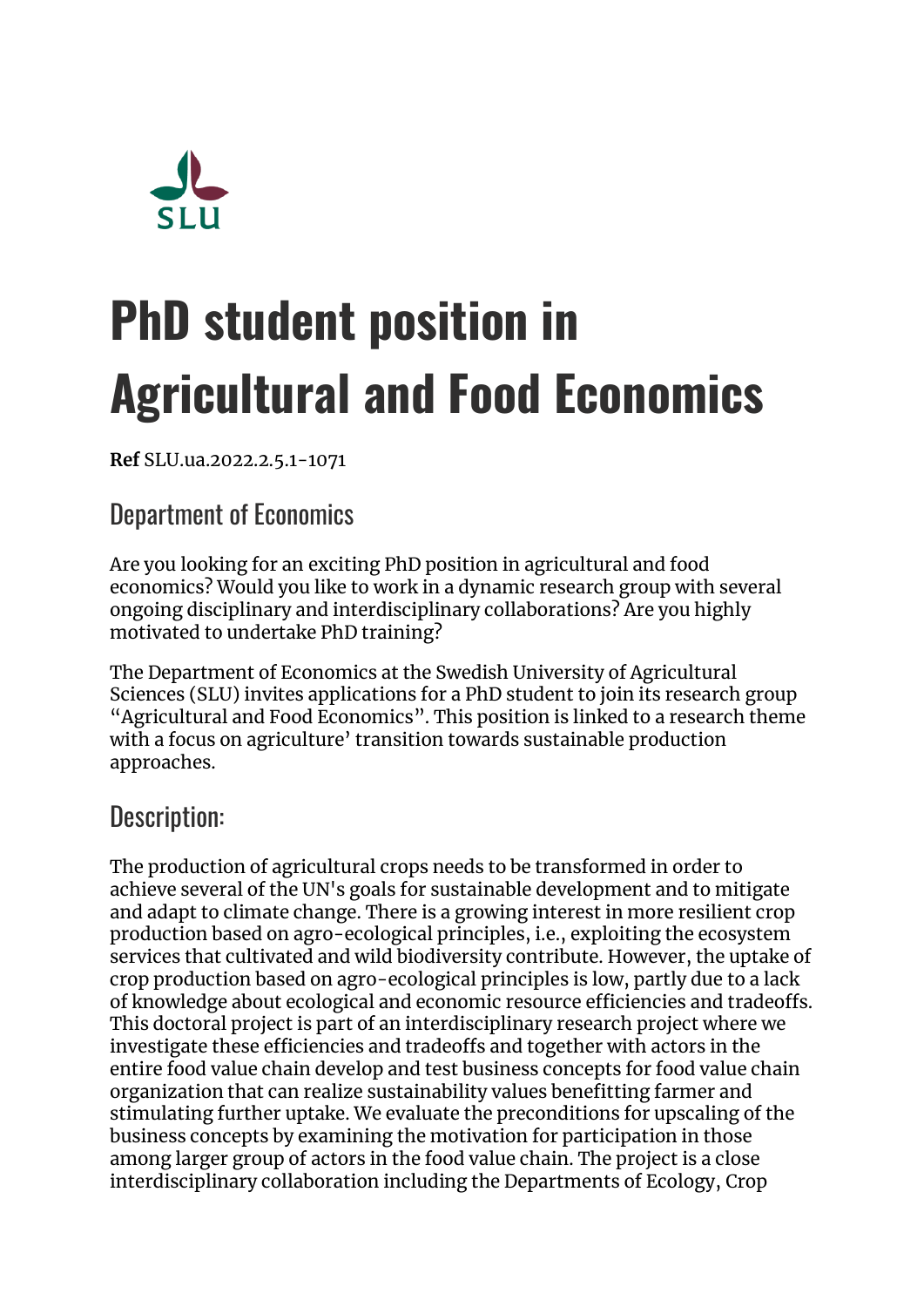SLU

# PhD student position in Agricultural and Food Economics

**Ref** SLU.ua.2022.2.5.1-1071

## Department of Economics

Are you looking for an exciting PhD position in agricultural and food economics? Would you like to work in a dynamic research group with several ongoing disciplinary and interdisciplinary collaborations? Are you highly motivated to undertake PhD training?

The Department of Economics at the Swedish University of Agricultural Sciences (SLU) invites applications for a PhD student to join its research group "Agricultural and Food Economics". This position is linked to a research theme with a focus on agriculture' transition towards sustainable production approaches.

## Description:

The production of agricultural crops needs to be transformed in order to achieve several of the UN's goals for sustainable development and to mitigate and adapt to climate change. There is a growing interest in more resilient crop production based on agro-ecological principles, i.e., exploiting the ecosystem services that cultivated and wild biodiversity contribute. However, the uptake of crop production based on agro-ecological principles is low, partly due to a lack of knowledge about ecological and economic resource efficiencies and tradeoffs. This doctoral project is part of an interdisciplinary research project where we investigate these efficiencies and tradeoffs and together with actors in the entire food value chain develop and test business concepts for food value chain organization that can realize sustainability values benefitting farmer and stimulating further uptake. We evaluate the preconditions for upscaling of the business concepts by examining the motivation for participation in those among larger group of actors in the food value chain. The project is a close interdisciplinary collaboration including the Departments of Ecology, Crop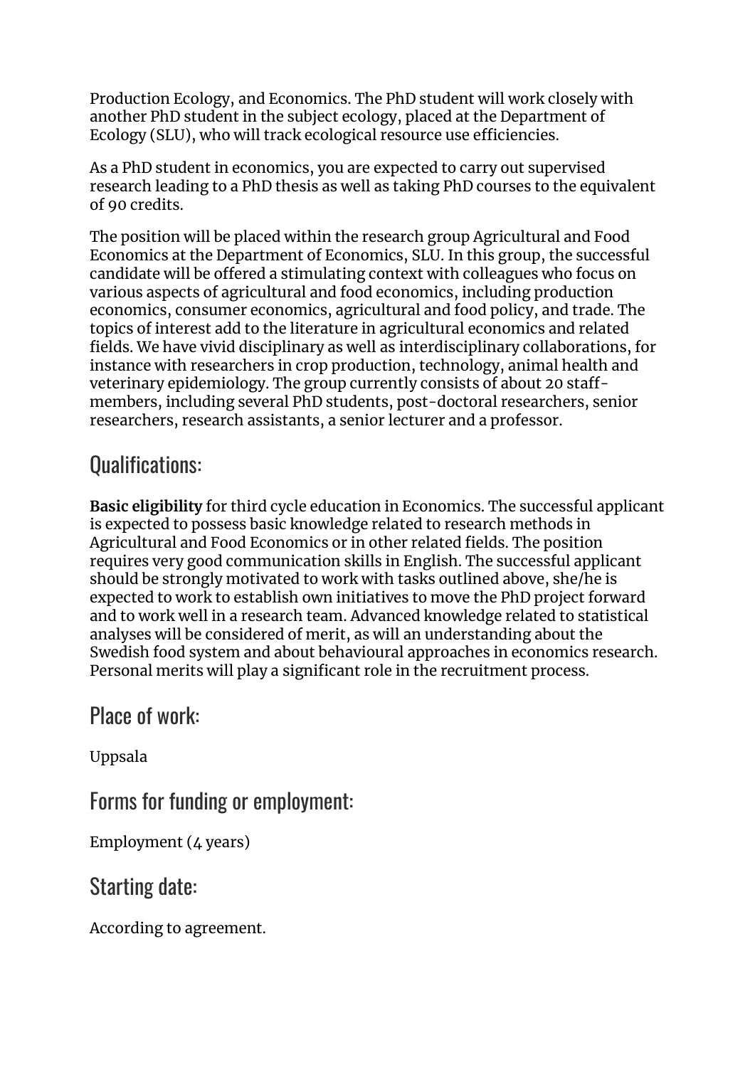Production Ecology, and Economics. The PhD student will work closely with another PhD student in the subject ecology, placed at the Department of Ecology (SLU), who will track ecological resource use efficiencies.

As a PhD student in economics, you are expected to carry out supervised research leading to a PhD thesis as well as taking PhD courses to the equivalent of 90 credits.

The position will be placed within the research group Agricultural and Food Economics at the Department of Economics, SLU. In this group, the successful candidate will be offered a stimulating context with colleagues who focus on various aspects of agricultural and food economics, including production economics, consumer economics, agricultural and food policy, and trade. The topics of interest add to the literature in agricultural economics and related fields. We have vivid disciplinary as well as interdisciplinary collaborations, for instance with researchers in crop production, technology, animal health and veterinary epidemiology. The group currently consists of about 20 staff-members, including several PhD students, post-doctoral researchers, senior researchers, research assistants, a senior lecturer and a professor.

## Qualifications:

**Basic eligibility** for third cycle education in Economics. The successful applicant is expected to possess basic knowledge related to research methods in Agricultural and Food Economics or in other related fields. The position requires very good communication skills in English. The successful applicant should be strongly motivated to work with tasks outlined above, she/he is expected to work to establish own initiatives to move the PhD project forward and to work well in a research team. Advanced knowledge related to statistical analyses will be considered of merit, as will an understanding about the Swedish food system and about behavioural approaches in economics research. Personal merits will play a significant role in the recruitment process.

## Place of work:

Uppsala

## Forms for funding or employment:

Employment (4 years)

## Starting date:

According to agreement.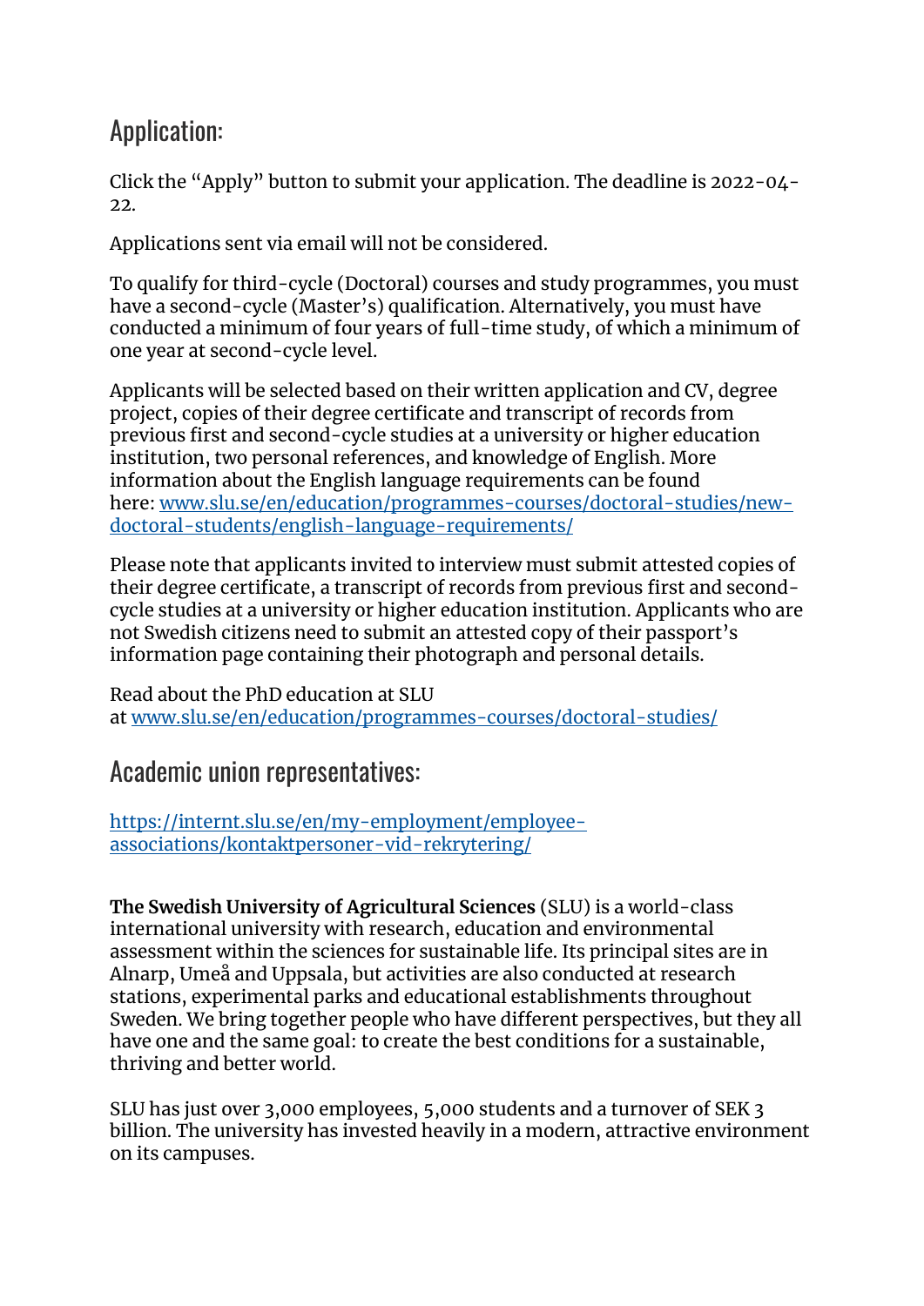## Application:

Click the "Apply" button to submit your application. The deadline is 2022-04-22.

Applications sent via email will not be considered.

To qualify for third-cycle (Doctoral) courses and study programmes, you must have a second-cycle (Master's) qualification. Alternatively, you must have conducted a minimum of four years of full-time study, of which a minimum of one year at second-cycle level.

Applicants will be selected based on their written application and CV, degree project, copies of their degree certificate and transcript of records from previous first and second-cycle studies at a university or higher education institution, two personal references, and knowledge of English. More information about the English language requirements can be found here: [www.slu.se/en/education/programmes-courses/doctoral-studies/new-doctoral-students/english-language-requirements/](www.slu.se/en/education/programmes-courses/doctoral-studies/new-doctoral-students/english-language-requirements/)

Please note that applicants invited to interview must submit attested copies of their degree certificate, a transcript of records from previous first and second-cycle studies at a university or higher education institution. Applicants who are not Swedish citizens need to submit an attested copy of their passport's information page containing their photograph and personal details.

Read about the PhD education at SLU at [www.slu.se/en/education/programmes-courses/doctoral-studies/](www.slu.se/en/education/programmes-courses/doctoral-studies/)

## Academic union representatives:

[https://internt.slu.se/en/my-employment/employee-associations/kontaktpersoner-vid-rekrytering/](https://internt.slu.se/en/my-employment/employee-associations/kontaktpersoner-vid-rekrytering/)

**The Swedish University of Agricultural Sciences** (SLU) is a world-class international university with research, education and environmental assessment within the sciences for sustainable life. Its principal sites are in Alnarp, Umeå and Uppsala, but activities are also conducted at research stations, experimental parks and educational establishments throughout Sweden. We bring together people who have different perspectives, but they all have one and the same goal: to create the best conditions for a sustainable, thriving and better world.

SLU has just over 3,000 employees, 5,000 students and a turnover of SEK 3 billion. The university has invested heavily in a modern, attractive environment on its campuses.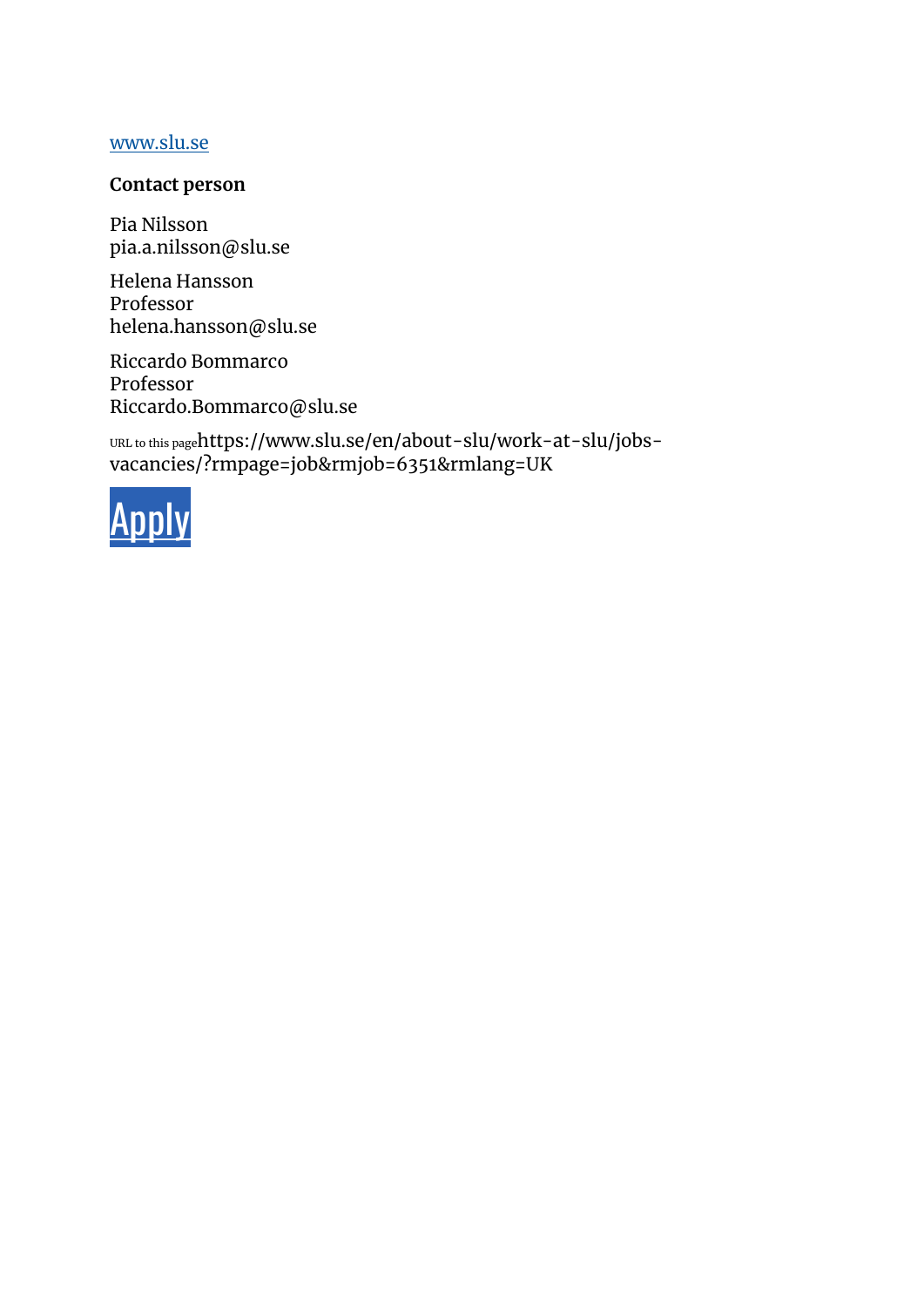www.slu.se

**Contact person**

Pia Nilsson
pia.a.nilsson@slu.se

Helena Hansson
Professor
helena.hansson@slu.se

Riccardo Bommarco
Professor
Riccardo.Bommarco@slu.se

URL to this page https://www.slu.se/en/about-slu/work-at-slu/jobs-vacancies/?rmpage=job&rmjob=6351&rmlang=UK

Apply